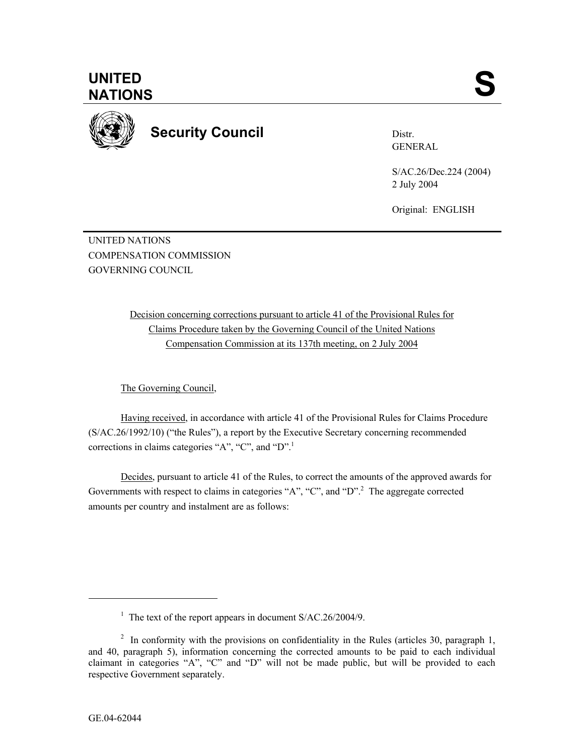UNITED NATIONS **S**

**Security Council**

Distr.
GENERAL

S/AC.26/Dec.224 (2004)
2 July 2004

Original: ENGLISH

UNITED NATIONS
COMPENSATION COMMISSION
GOVERNING COUNCIL

Decision concerning corrections pursuant to article 41 of the Provisional Rules for Claims Procedure taken by the Governing Council of the United Nations Compensation Commission at its 137th meeting, on 2 July 2004

The Governing Council,

Having received, in accordance with article 41 of the Provisional Rules for Claims Procedure (S/AC.26/1992/10) ("the Rules"), a report by the Executive Secretary concerning recommended corrections in claims categories "A", "C", and "D".[1]

Decides, pursuant to article 41 of the Rules, to correct the amounts of the approved awards for Governments with respect to claims in categories "A", "C", and "D".[2] The aggregate corrected amounts per country and instalment are as follows:

---

[1] The text of the report appears in document S/AC.26/2004/9.

[2] In conformity with the provisions on confidentiality in the Rules (articles 30, paragraph 1, and 40, paragraph 5), information concerning the corrected amounts to be paid to each individual claimant in categories "A", "C" and "D" will not be made public, but will be provided to each respective Government separately.

GE.04-62044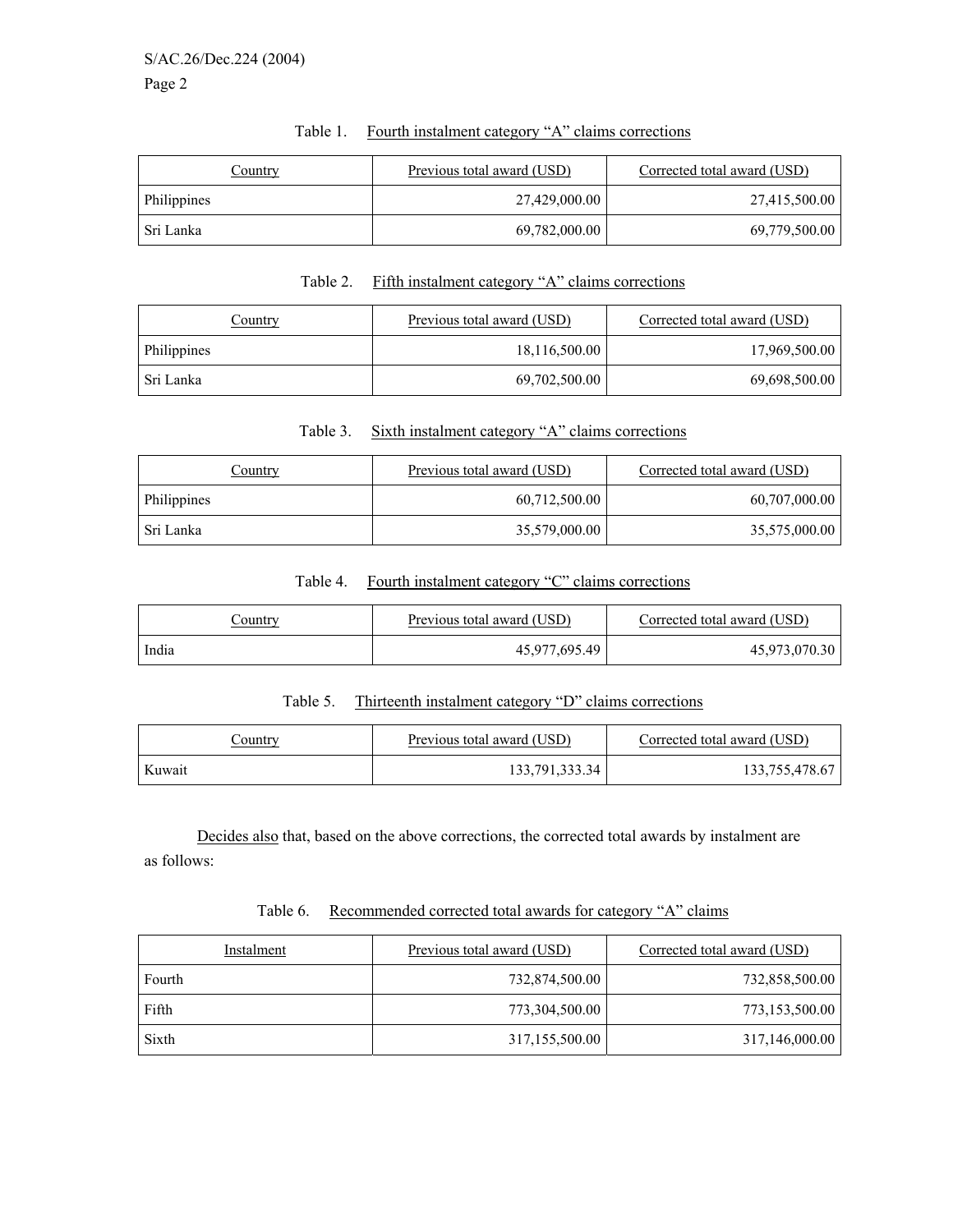Table 1. Fourth instalment category "A" claims corrections

| Country | Previous total award (USD) | Corrected total award (USD) |
|---|---|---|
| Philippines | 27,429,000.00 | 27,415,500.00 |
| Sri Lanka | 69,782,000.00 | 69,779,500.00 |

Table 2. Fifth instalment category "A" claims corrections

| Country | Previous total award (USD) | Corrected total award (USD) |
|---|---|---|
| Philippines | 18,116,500.00 | 17,969,500.00 |
| Sri Lanka | 69,702,500.00 | 69,698,500.00 |

Table 3. Sixth instalment category "A" claims corrections

| Country | Previous total award (USD) | Corrected total award (USD) |
|---|---|---|
| Philippines | 60,712,500.00 | 60,707,000.00 |
| Sri Lanka | 35,579,000.00 | 35,575,000.00 |

Table 4. Fourth instalment category "C" claims corrections

| Country | Previous total award (USD) | Corrected total award (USD) |
|---|---|---|
| India | 45,977,695.49 | 45,973,070.30 |

Table 5. Thirteenth instalment category "D" claims corrections

| Country | Previous total award (USD) | Corrected total award (USD) |
|---|---|---|
| Kuwait | 133,791,333.34 | 133,755,478.67 |

Decides also that, based on the above corrections, the corrected total awards by instalment are as follows:

Table 6. Recommended corrected total awards for category "A" claims

| Instalment | Previous total award (USD) | Corrected total award (USD) |
|---|---|---|
| Fourth | 732,874,500.00 | 732,858,500.00 |
| Fifth | 773,304,500.00 | 773,153,500.00 |
| Sixth | 317,155,500.00 | 317,146,000.00 |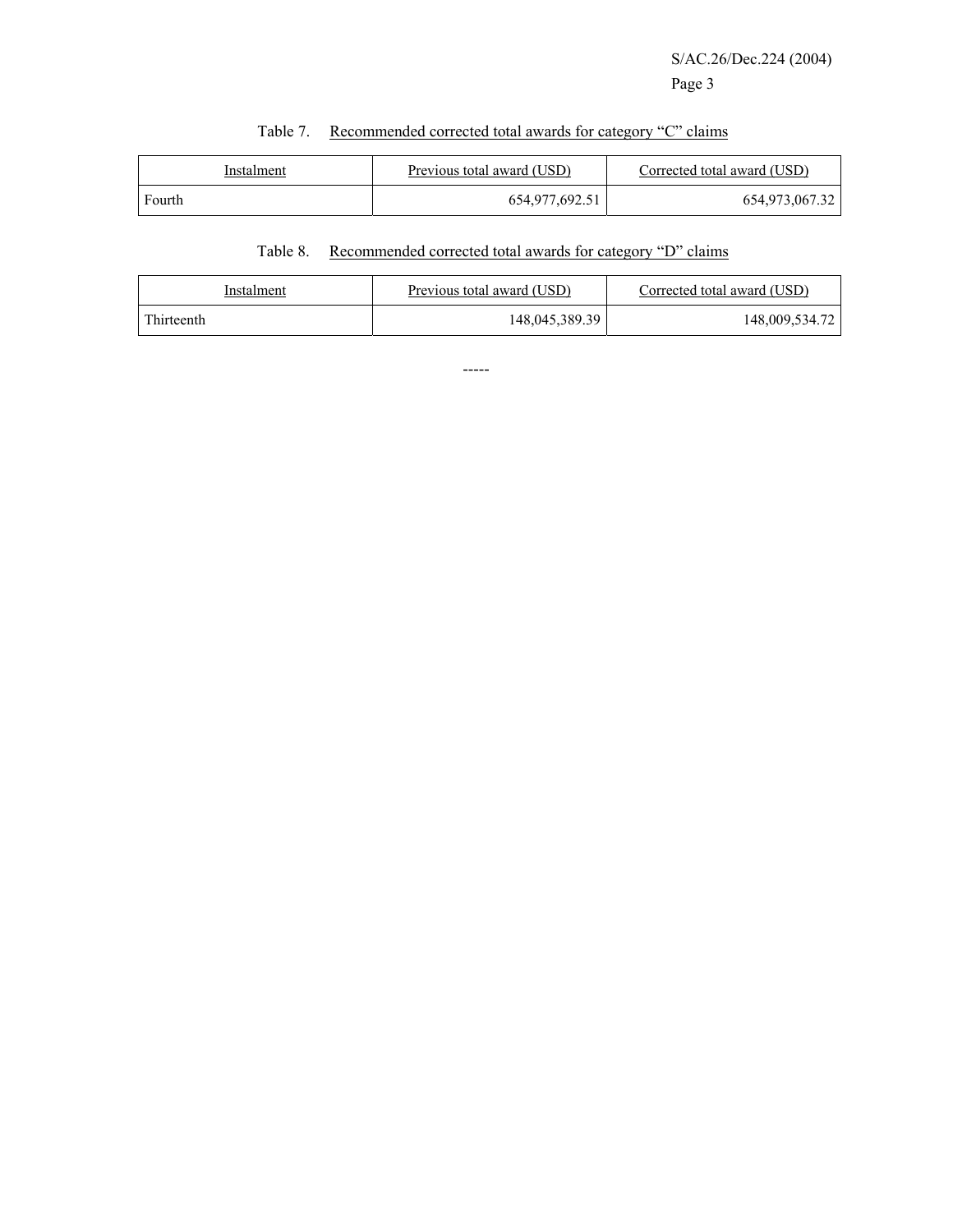Table 7. Recommended corrected total awards for category "C" claims

| Instalment | Previous total award (USD) | Corrected total award (USD) |
|---|---|---|
| Fourth | 654,977,692.51 | 654,973,067.32 |

Table 8. Recommended corrected total awards for category "D" claims

| Instalment | Previous total award (USD) | Corrected total award (USD) |
|---|---|---|
| Thirteenth | 148,045,389.39 | 148,009,534.72 |

-----